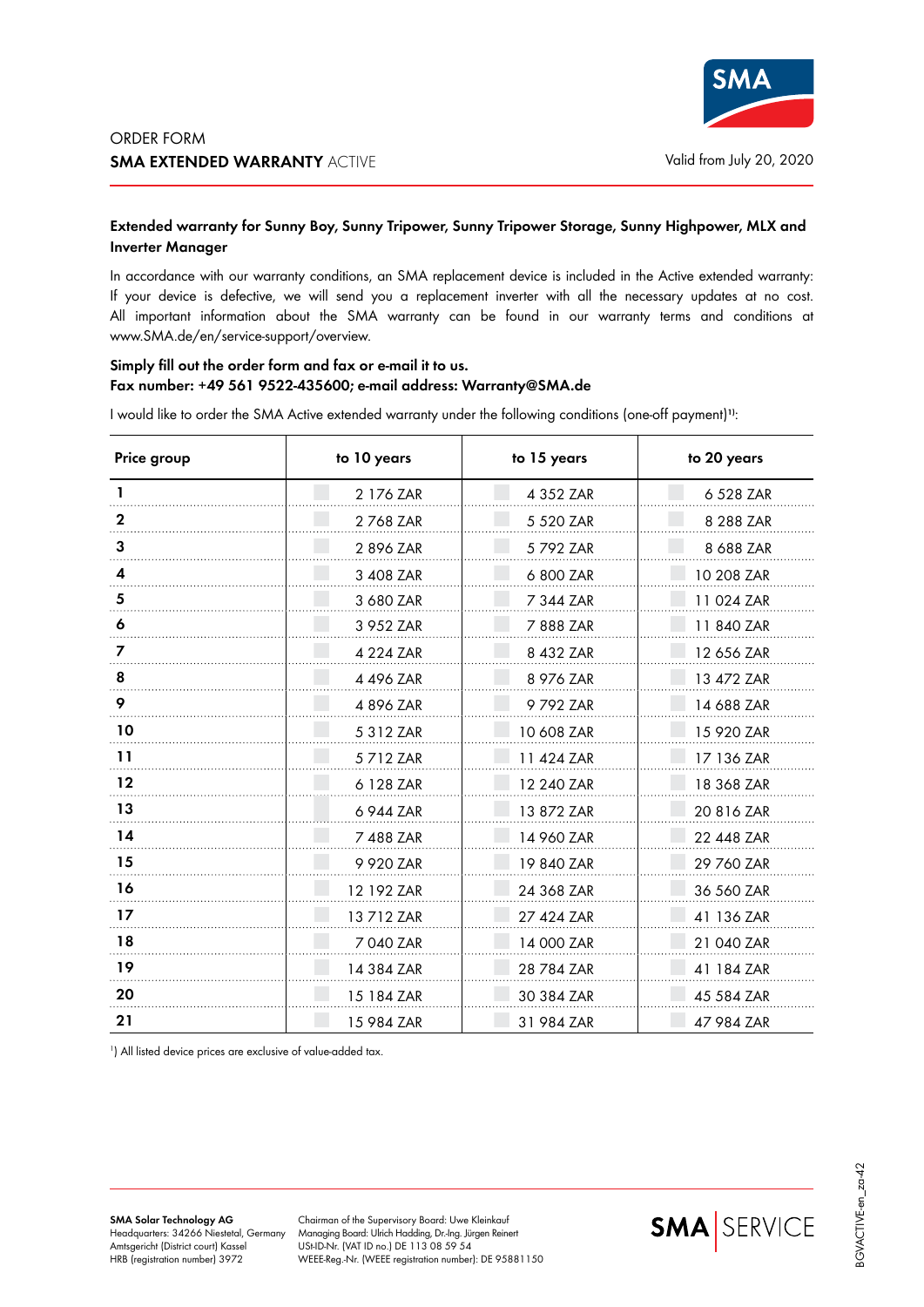ORDER FORM

**SMA EXTENDED WARRANTY** ACTIVE

Valid from July 20, 2020

**Extended warranty for Sunny Boy, Sunny Tripower, Sunny Tripower Storage, Sunny Highpower, MLX and Inverter Manager**

In accordance with our warranty conditions, an SMA replacement device is included in the Active extended warranty: If your device is defective, we will send you a replacement inverter with all the necessary updates at no cost. All important information about the SMA warranty can be found in our warranty terms and conditions at www.SMA.de/en/service-support/overview.

**Simply fill out the order form and fax or e-mail it to us.**
**Fax number: +49 561 9522-435600; e-mail address: Warranty@SMA.de**

I would like to order the SMA Active extended warranty under the following conditions (one-off payment)[1]:

| Price group | to 10 years | to 15 years | to 20 years |
|---|---|---|---|
| 1 | 2 176 ZAR | 4 352 ZAR | 6 528 ZAR |
| 2 | 2 768 ZAR | 5 520 ZAR | 8 288 ZAR |
| 3 | 2 896 ZAR | 5 792 ZAR | 8 688 ZAR |
| 4 | 3 408 ZAR | 6 800 ZAR | 10 208 ZAR |
| 5 | 3 680 ZAR | 7 344 ZAR | 11 024 ZAR |
| 6 | 3 952 ZAR | 7 888 ZAR | 11 840 ZAR |
| 7 | 4 224 ZAR | 8 432 ZAR | 12 656 ZAR |
| 8 | 4 496 ZAR | 8 976 ZAR | 13 472 ZAR |
| 9 | 4 896 ZAR | 9 792 ZAR | 14 688 ZAR |
| 10 | 5 312 ZAR | 10 608 ZAR | 15 920 ZAR |
| 11 | 5 712 ZAR | 11 424 ZAR | 17 136 ZAR |
| 12 | 6 128 ZAR | 12 240 ZAR | 18 368 ZAR |
| 13 | 6 944 ZAR | 13 872 ZAR | 20 816 ZAR |
| 14 | 7 488 ZAR | 14 960 ZAR | 22 448 ZAR |
| 15 | 9 920 ZAR | 19 840 ZAR | 29 760 ZAR |
| 16 | 12 192 ZAR | 24 368 ZAR | 36 560 ZAR |
| 17 | 13 712 ZAR | 27 424 ZAR | 41 136 ZAR |
| 18 | 7 040 ZAR | 14 000 ZAR | 21 040 ZAR |
| 19 | 14 384 ZAR | 28 784 ZAR | 41 184 ZAR |
| 20 | 15 184 ZAR | 30 384 ZAR | 45 584 ZAR |
| 21 | 15 984 ZAR | 31 984 ZAR | 47 984 ZAR |

[1]) All listed device prices are exclusive of value-added tax.

**SMA Solar Technology AG**
Headquarters: 34266 Niestetal, Germany
Amtsgericht (District court) Kassel
HRB (registration number) 3972

Chairman of the Supervisory Board: Uwe Kleinkauf
Managing Board: Ulrich Hadding, Dr.-Ing. Jürgen Reinert
USt-ID-Nr. (VAT ID no.) DE 113 08 59 54
WEEE-Reg.-Nr. (WEEE registration number): DE 95881150

BGVACTIVE-en_za-42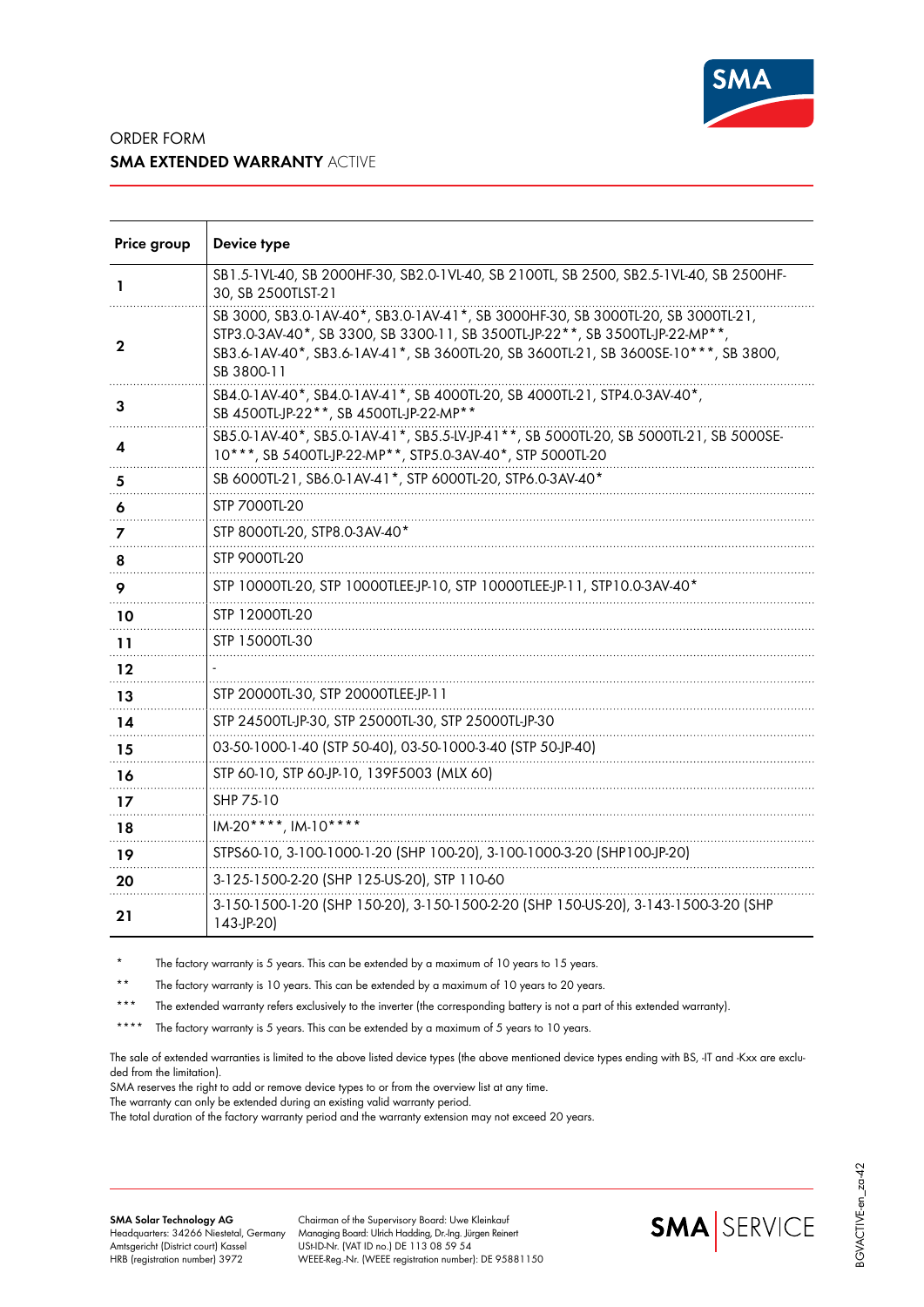ORDER FORM
**SMA EXTENDED WARRANTY** ACTIVE

| Price group | Device type |
|---|---|
| 1 | SB1.5-1VL-40, SB 2000HF-30, SB2.0-1VL-40, SB 2100TL, SB 2500, SB2.5-1VL-40, SB 2500HF-30, SB 2500TLST-21 |
| 2 | SB 3000, SB3.0-1AV-40*, SB3.0-1AV-41*, SB 3000HF-30, SB 3000TL-20, SB 3000TL-21, STP3.0-3AV-40*, SB 3300, SB 3300-11, SB 3500TL-JP-22**, SB 3500TL-JP-22-MP**, SB3.6-1AV-40*, SB3.6-1AV-41*, SB 3600TL-20, SB 3600TL-21, SB 3600SE-10***, SB 3800, SB 3800-11 |
| 3 | SB4.0-1AV-40*, SB4.0-1AV-41*, SB 4000TL-20, SB 4000TL-21, STP4.0-3AV-40*, SB 4500TL-JP-22**, SB 4500TL-JP-22-MP** |
| 4 | SB5.0-1AV-40*, SB5.0-1AV-41*, SB5.5-LV-JP-41**, SB 5000TL-20, SB 5000TL-21, SB 5000SE-10***, SB 5400TL-JP-22-MP**, STP5.0-3AV-40*, STP 5000TL-20 |
| 5 | SB 6000TL-21, SB6.0-1AV-41*, STP 6000TL-20, STP6.0-3AV-40* |
| 6 | STP 7000TL-20 |
| 7 | STP 8000TL-20, STP8.0-3AV-40* |
| 8 | STP 9000TL-20 |
| 9 | STP 10000TL-20, STP 10000TLEE-JP-10, STP 10000TLEE-JP-11, STP10.0-3AV-40* |
| 10 | STP 12000TL-20 |
| 11 | STP 15000TL-30 |
| 12 | - |
| 13 | STP 20000TL-30, STP 20000TLEE-JP-11 |
| 14 | STP 24500TL-JP-30, STP 25000TL-30, STP 25000TL-JP-30 |
| 15 | 03-50-1000-1-40 (STP 50-40), 03-50-1000-3-40 (STP 50-JP-40) |
| 16 | STP 60-10, STP 60-JP-10, 139F5003 (MLX 60) |
| 17 | SHP 75-10 |
| 18 | IM-20****, IM-10**** |
| 19 | STPS60-10, 3-100-1000-1-20 (SHP 100-20), 3-100-1000-3-20 (SHP100-JP-20) |
| 20 | 3-125-1500-2-20 (SHP 125-US-20), STP 110-60 |
| 21 | 3-150-1500-1-20 (SHP 150-20), 3-150-1500-2-20 (SHP 150-US-20), 3-143-1500-3-20 (SHP 143-JP-20) |

\* The factory warranty is 5 years. This can be extended by a maximum of 10 years to 15 years.

\** The factory warranty is 10 years. This can be extended by a maximum of 10 years to 20 years.

\*** The extended warranty refers exclusively to the inverter (the corresponding battery is not a part of this extended warranty).

\**** The factory warranty is 5 years. This can be extended by a maximum of 5 years to 10 years.

The sale of extended warranties is limited to the above listed device types (the above mentioned device types ending with BS, -IT and -Kxx are excluded from the limitation).
SMA reserves the right to add or remove device types to or from the overview list at any time.
The warranty can only be extended during an existing valid warranty period.
The total duration of the factory warranty period and the warranty extension may not exceed 20 years.

**SMA Solar Technology AG**
Headquarters: 34266 Niestetal, Germany
Amtsgericht (District court) Kassel
HRB (registration number) 3972

Chairman of the Supervisory Board: Uwe Kleinkauf
Managing Board: Ulrich Hadding, Dr.-Ing. Jürgen Reinert
USt-ID-Nr. (VAT ID no.) DE 113 08 59 54
WEEE-Reg.-Nr. (WEEE registration number): DE 95881150

BGVACTIVE-en_za-42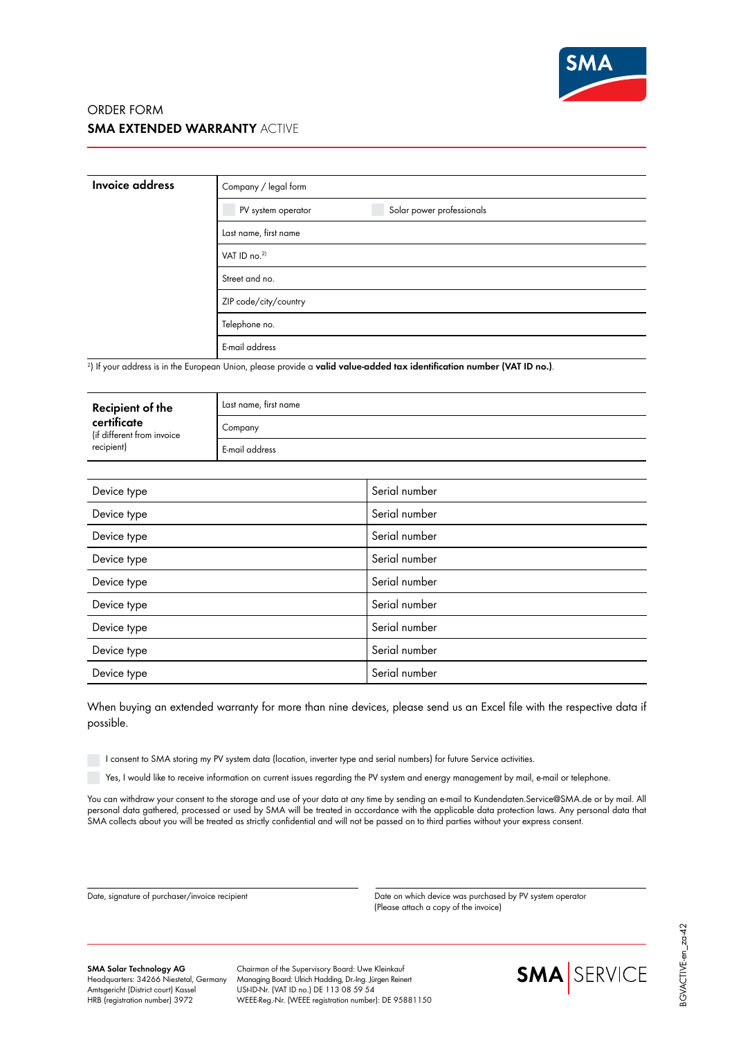ORDER FORM

# SMA EXTENDED WARRANTY ACTIVE

| | |
|---|---|
| **Invoice address** | Company / legal form |
| | ☐ PV system operator ☐ Solar power professionals |
| | Last name, first name |
| | VAT ID no.[2)] |
| | Street and no. |
| | ZIP code/city/country |
| | Telephone no. |
| | E-mail address |

[2)] If your address is in the European Union, please provide a **valid value-added tax identification number (VAT ID no.)**.

| | |
|---|---|
| **Recipient of the certificate** (if different from invoice recipient) | Last name, first name |
| | Company |
| | E-mail address |

| | |
|---|---|
| Device type | Serial number |
| Device type | Serial number |
| Device type | Serial number |
| Device type | Serial number |
| Device type | Serial number |
| Device type | Serial number |
| Device type | Serial number |
| Device type | Serial number |
| Device type | Serial number |

When buying an extended warranty for more than nine devices, please send us an Excel file with the respective data if possible.

☐ I consent to SMA storing my PV system data (location, inverter type and serial numbers) for future Service activities.

☐ Yes, I would like to receive information on current issues regarding the PV system and energy management by mail, e-mail or telephone.

You can withdraw your consent to the storage and use of your data at any time by sending an e-mail to Kundendaten.Service@SMA.de or by mail. All personal data gathered, processed or used by SMA will be treated in accordance with the applicable data protection laws. Any personal data that SMA collects about you will be treated as strictly confidential and will not be passed on to third parties without your express consent.

Date, signature of purchaser/invoice recipient

Date on which device was purchased by PV system operator
(Please attach a copy of the invoice)

**SMA Solar Technology AG**
Headquarters: 34266 Niestetal, Germany
Amtsgericht (District court) Kassel
HRB (registration number) 3972

Chairman of the Supervisory Board: Uwe Kleinkauf
Managing Board: Ulrich Hadding, Dr.-Ing. Jürgen Reinert
USt-ID-Nr. (VAT ID no.) DE 113 08 59 54
WEEE-Reg.-Nr. (WEEE registration number): DE 95881150

BGVACTIVE-en_za-42